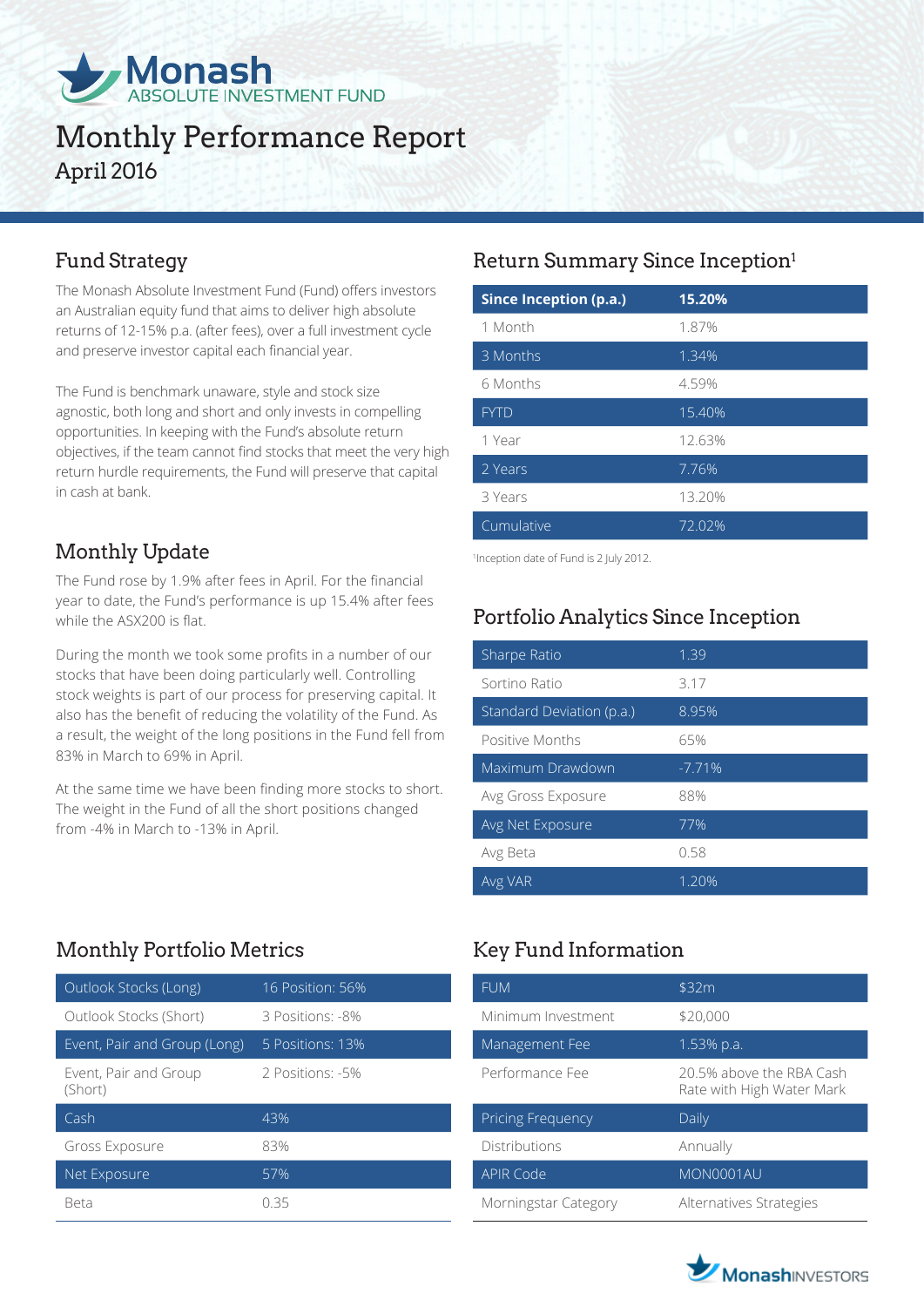# Monash ABSOLUTE INVESTMENT FUND

# Monthly Performance Report

April 2016

## Fund Strategy

The Monash Absolute Investment Fund (Fund) offers investors an Australian equity fund that aims to deliver high absolute returns of 12-15% p.a. (after fees), over a full investment cycle and preserve investor capital each financial year.

The Fund is benchmark unaware, style and stock size agnostic, both long and short and only invests in compelling opportunities. In keeping with the Fund's absolute return objectives, if the team cannot find stocks that meet the very high return hurdle requirements, the Fund will preserve that capital in cash at bank.

## Monthly Update

The Fund rose by 1.9% after fees in April. For the financial year to date, the Fund's performance is up 15.4% after fees while the ASX200 is flat.

During the month we took some profits in a number of our stocks that have been doing particularly well. Controlling stock weights is part of our process for preserving capital. It also has the benefit of reducing the volatility of the Fund. As a result, the weight of the long positions in the Fund fell from 83% in March to 69% in April.

At the same time we have been finding more stocks to short. The weight in the Fund of all the short positions changed from -4% in March to -13% in April.

## Return Summary Since Inception[1]

| **Since Inception (p.a.)** | **15.20%** |
|---|---|
| 1 Month | 1.87% |
| 3 Months | 1.34% |
| 6 Months | 4.59% |
| FYTD | 15.40% |
| 1 Year | 12.63% |
| 2 Years | 7.76% |
| 3 Years | 13.20% |
| Cumulative | 72.02% |

[1]Inception date of Fund is 2 July 2012.

## Portfolio Analytics Since Inception

| Sharpe Ratio | 1.39 |
|---|---|
| Sortino Ratio | 3.17 |
| Standard Deviation (p.a.) | 8.95% |
| Positive Months | 65% |
| Maximum Drawdown | -7.71% |
| Avg Gross Exposure | 88% |
| Avg Net Exposure | 77% |
| Avg Beta | 0.58 |
| Avg VAR | 1.20% |

## Monthly Portfolio Metrics

| Outlook Stocks (Long) | 16 Position: 56% |
|---|---|
| Outlook Stocks (Short) | 3 Positions: -8% |
| Event, Pair and Group (Long) | 5 Positions: 13% |
| Event, Pair and Group (Short) | 2 Positions: -5% |
| Cash | 43% |
| Gross Exposure | 83% |
| Net Exposure | 57% |
| Beta | 0.35 |

## Key Fund Information

| FUM | $32m |
|---|---|
| Minimum Investment | $20,000 |
| Management Fee | 1.53% p.a. |
| Performance Fee | 20.5% above the RBA Cash Rate with High Water Mark |
| Pricing Frequency | Daily |
| Distributions | Annually |
| APIR Code | MON0001AU |
| Morningstar Category | Alternatives Strategies |

MonashINVESTORS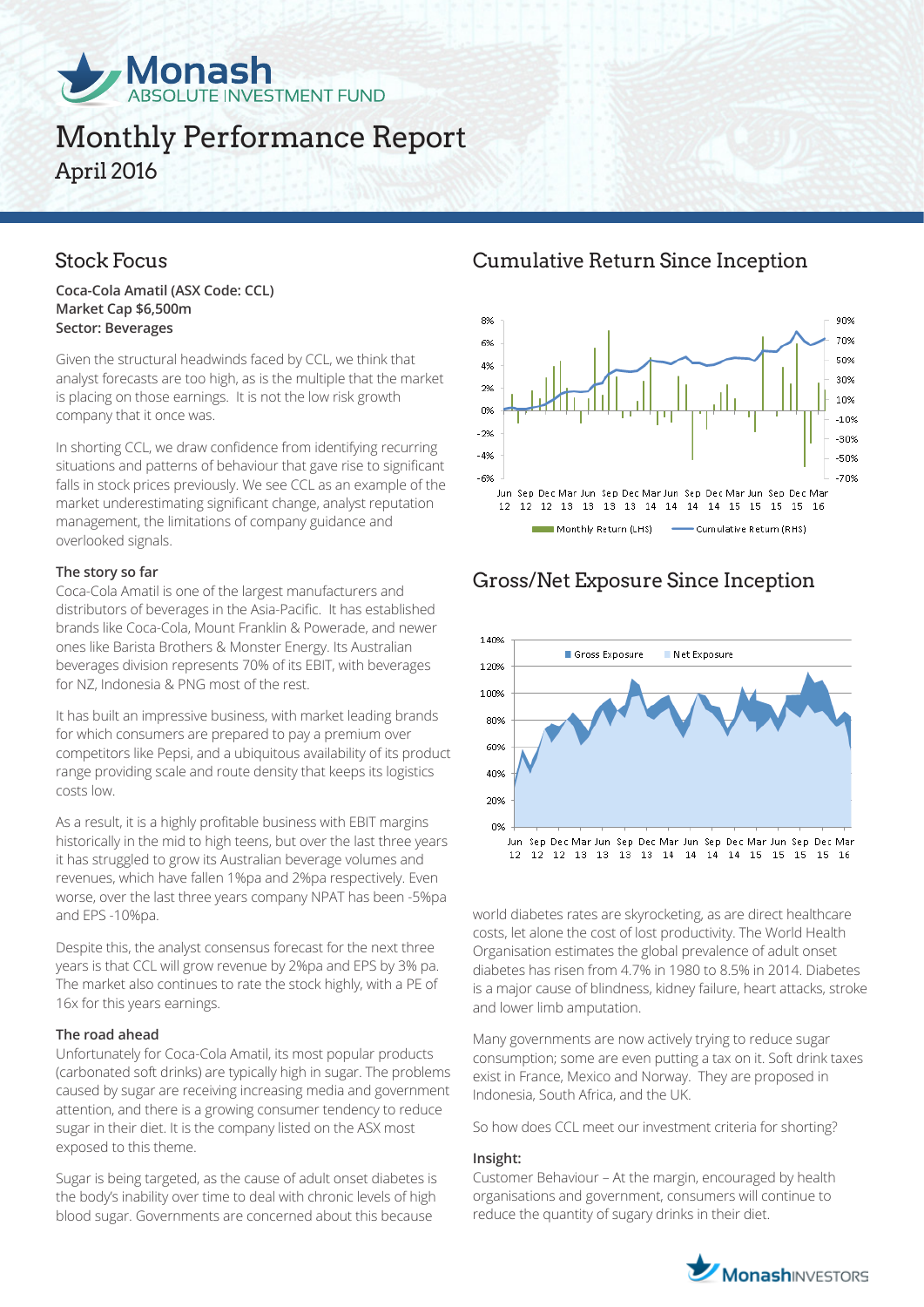# Monthly Performance Report

April 2016

## Stock Focus

**Coca-Cola Amatil (ASX Code: CCL)**
**Market Cap $6,500m**
**Sector: Beverages**

Given the structural headwinds faced by CCL, we think that analyst forecasts are too high, as is the multiple that the market is placing on those earnings. It is not the low risk growth company that it once was.

In shorting CCL, we draw confidence from identifying recurring situations and patterns of behaviour that gave rise to significant falls in stock prices previously. We see CCL as an example of the market underestimating significant change, analyst reputation management, the limitations of company guidance and overlooked signals.

### The story so far

Coca-Cola Amatil is one of the largest manufacturers and distributors of beverages in the Asia-Pacific. It has established brands like Coca-Cola, Mount Franklin & Powerade, and newer ones like Barista Brothers & Monster Energy. Its Australian beverages division represents 70% of its EBIT, with beverages for NZ, Indonesia & PNG most of the rest.

It has built an impressive business, with market leading brands for which consumers are prepared to pay a premium over competitors like Pepsi, and a ubiquitous availability of its product range providing scale and route density that keeps its logistics costs low.

As a result, it is a highly profitable business with EBIT margins historically in the mid to high teens, but over the last three years it has struggled to grow its Australian beverage volumes and revenues, which have fallen 1%pa and 2%pa respectively. Even worse, over the last three years company NPAT has been -5%pa and EPS -10%pa.

Despite this, the analyst consensus forecast for the next three years is that CCL will grow revenue by 2%pa and EPS by 3% pa. The market also continues to rate the stock highly, with a PE of 16x for this years earnings.

### The road ahead

Unfortunately for Coca-Cola Amatil, its most popular products (carbonated soft drinks) are typically high in sugar. The problems caused by sugar are receiving increasing media and government attention, and there is a growing consumer tendency to reduce sugar in their diet. It is the company listed on the ASX most exposed to this theme.

Sugar is being targeted, as the cause of adult onset diabetes is the body's inability over time to deal with chronic levels of high blood sugar. Governments are concerned about this because world diabetes rates are skyrocketing, as are direct healthcare costs, let alone the cost of lost productivity. The World Health Organisation estimates the global prevalence of adult onset diabetes has risen from 4.7% in 1980 to 8.5% in 2014. Diabetes is a major cause of blindness, kidney failure, heart attacks, stroke and lower limb amputation.

Many governments are now actively trying to reduce sugar consumption; some are even putting a tax on it. Soft drink taxes exist in France, Mexico and Norway. They are proposed in Indonesia, South Africa, and the UK.

So how does CCL meet our investment criteria for shorting?

### Insight:

Customer Behaviour – At the margin, encouraged by health organisations and government, consumers will continue to reduce the quantity of sugary drinks in their diet.

## Cumulative Return Since Inception

Monthly Return (LHS) — Cumulative Return (RHS)

## Gross/Net Exposure Since Inception

Gross Exposure — Net Exposure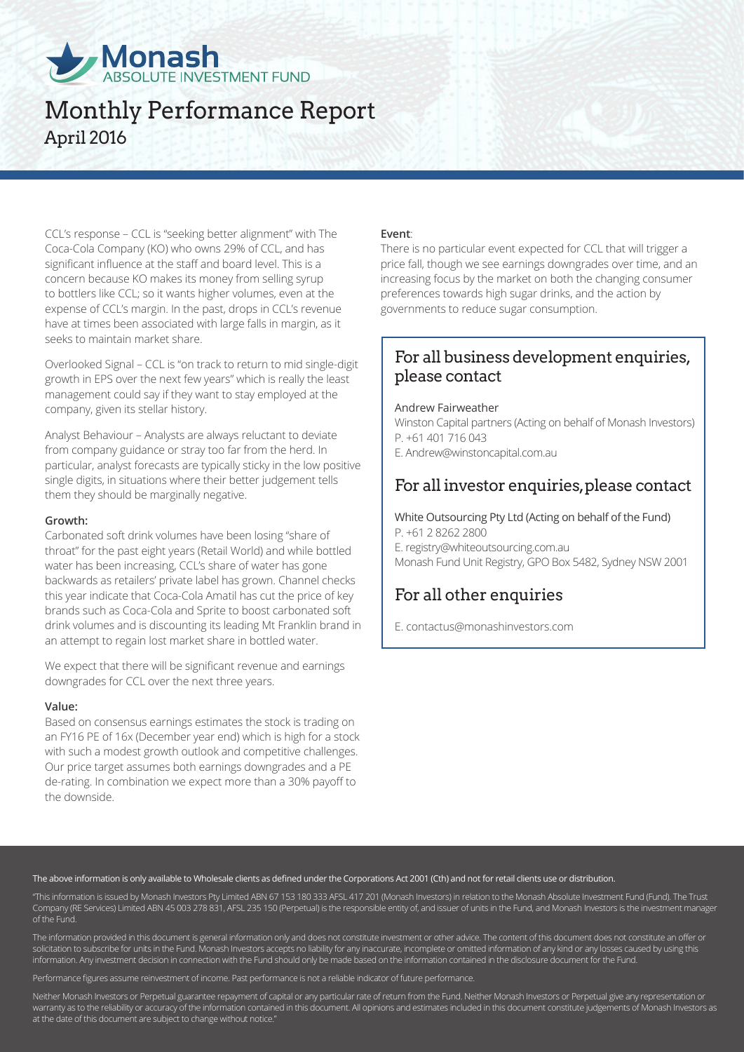# Monash
ABSOLUTE INVESTMENT FUND

# Monthly Performance Report

## April 2016

CCL's response – CCL is "seeking better alignment" with The Coca-Cola Company (KO) who owns 29% of CCL, and has significant influence at the staff and board level. This is a concern because KO makes its money from selling syrup to bottlers like CCL; so it wants higher volumes, even at the expense of CCL's margin. In the past, drops in CCL's revenue have at times been associated with large falls in margin, as it seeks to maintain market share.

Overlooked Signal – CCL is "on track to return to mid single-digit growth in EPS over the next few years" which is really the least management could say if they want to stay employed at the company, given its stellar history.

Analyst Behaviour – Analysts are always reluctant to deviate from company guidance or stray too far from the herd. In particular, analyst forecasts are typically sticky in the low positive single digits, in situations where their better judgement tells them they should be marginally negative.

**Growth:**

Carbonated soft drink volumes have been losing "share of throat" for the past eight years (Retail World) and while bottled water has been increasing, CCL's share of water has gone backwards as retailers' private label has grown. Channel checks this year indicate that Coca-Cola Amatil has cut the price of key brands such as Coca-Cola and Sprite to boost carbonated soft drink volumes and is discounting its leading Mt Franklin brand in an attempt to regain lost market share in bottled water.

We expect that there will be significant revenue and earnings downgrades for CCL over the next three years.

**Value:**

Based on consensus earnings estimates the stock is trading on an FY16 PE of 16x (December year end) which is high for a stock with such a modest growth outlook and competitive challenges. Our price target assumes both earnings downgrades and a PE de-rating. In combination we expect more than a 30% payoff to the downside.

**Event**:

There is no particular event expected for CCL that will trigger a price fall, though we see earnings downgrades over time, and an increasing focus by the market on both the changing consumer preferences towards high sugar drinks, and the action by governments to reduce sugar consumption.

## For all business development enquiries, please contact

Andrew Fairweather
Winston Capital partners (Acting on behalf of Monash Investors)
P. +61 401 716 043
E. Andrew@winstoncapital.com.au

## For all investor enquiries, please contact

White Outsourcing Pty Ltd (Acting on behalf of the Fund)
P. +61 2 8262 2800
E. registry@whiteoutsourcing.com.au
Monash Fund Unit Registry, GPO Box 5482, Sydney NSW 2001

## For all other enquiries

E. contactus@monashinvestors.com

The above information is only available to Wholesale clients as defined under the Corporations Act 2001 (Cth) and not for retail clients use or distribution.

"This information is issued by Monash Investors Pty Limited ABN 67 153 180 333 AFSL 417 201 (Monash Investors) in relation to the Monash Absolute Investment Fund (Fund). The Trust Company (RE Services) Limited ABN 45 003 278 831, AFSL 235 150 (Perpetual) is the responsible entity of, and issuer of units in the Fund, and Monash Investors is the investment manager of the Fund.

The information provided in this document is general information only and does not constitute investment or other advice. The content of this document does not constitute an offer or solicitation to subscribe for units in the Fund. Monash Investors accepts no liability for any inaccurate, incomplete or omitted information of any kind or any losses caused by using this information. Any investment decision in connection with the Fund should only be made based on the information contained in the disclosure document for the Fund.

Performance figures assume reinvestment of income. Past performance is not a reliable indicator of future performance.

Neither Monash Investors or Perpetual guarantee repayment of capital or any particular rate of return from the Fund. Neither Monash Investors or Perpetual give any representation or warranty as to the reliability or accuracy of the information contained in this document. All opinions and estimates included in this document constitute judgements of Monash Investors as at the date of this document are subject to change without notice."